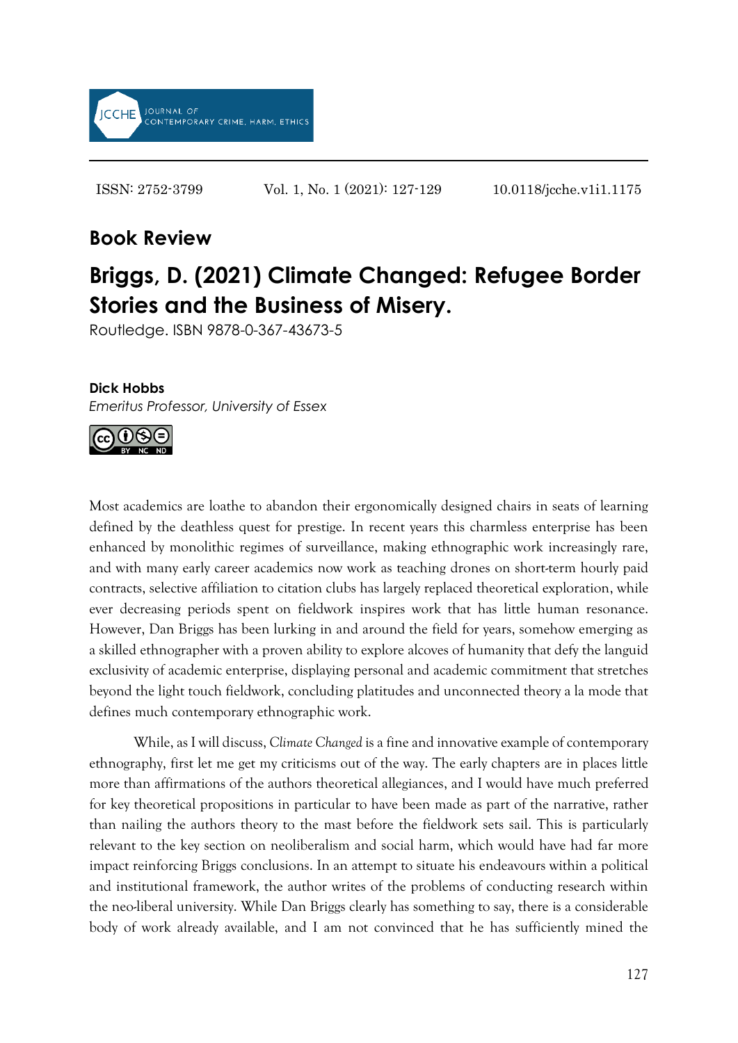## Book Review

# Briggs, D. (2021) Climate Changed: Refugee Border Stories and the Business of Misery.

Routledge. ISBN 9878-0-367-43673-5

**Dick Hobbs**

*Emeritus Professor, University of Essex*

Most academics are loathe to abandon their ergonomically designed chairs in seats of learning defined by the deathless quest for prestige. In recent years this charmless enterprise has been enhanced by monolithic regimes of surveillance, making ethnographic work increasingly rare, and with many early career academics now work as teaching drones on short-term hourly paid contracts, selective affiliation to citation clubs has largely replaced theoretical exploration, while ever decreasing periods spent on fieldwork inspires work that has little human resonance. However, Dan Briggs has been lurking in and around the field for years, somehow emerging as a skilled ethnographer with a proven ability to explore alcoves of humanity that defy the languid exclusivity of academic enterprise, displaying personal and academic commitment that stretches beyond the light touch fieldwork, concluding platitudes and unconnected theory a la mode that defines much contemporary ethnographic work.

While, as I will discuss, *Climate Changed* is a fine and innovative example of contemporary ethnography, first let me get my criticisms out of the way. The early chapters are in places little more than affirmations of the authors theoretical allegiances, and I would have much preferred for key theoretical propositions in particular to have been made as part of the narrative, rather than nailing the authors theory to the mast before the fieldwork sets sail. This is particularly relevant to the key section on neoliberalism and social harm, which would have had far more impact reinforcing Briggs conclusions. In an attempt to situate his endeavours within a political and institutional framework, the author writes of the problems of conducting research within the neo-liberal university. While Dan Briggs clearly has something to say, there is a considerable body of work already available, and I am not convinced that he has sufficiently mined the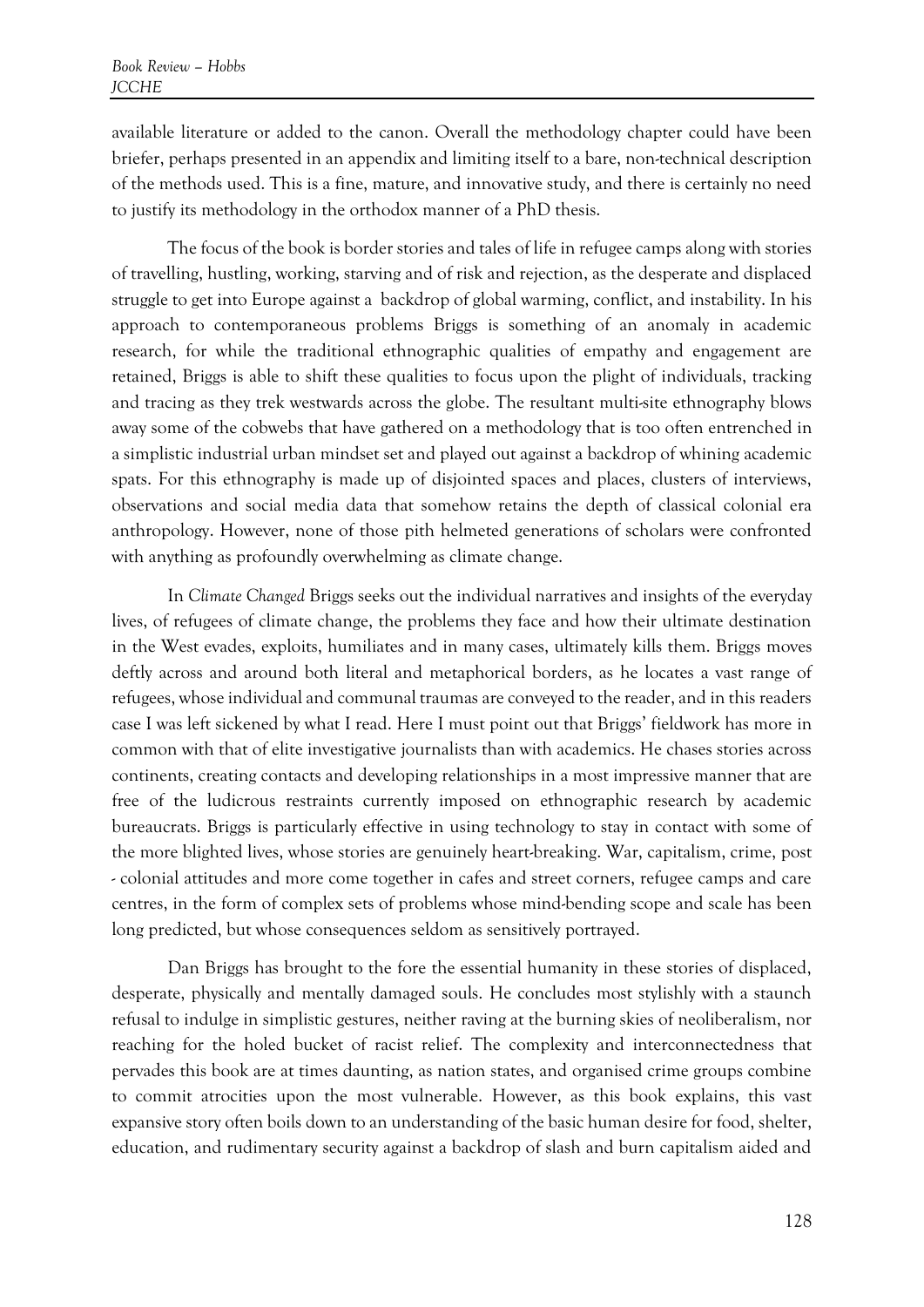available literature or added to the canon. Overall the methodology chapter could have been briefer, perhaps presented in an appendix and limiting itself to a bare, non-technical description of the methods used. This is a fine, mature, and innovative study, and there is certainly no need to justify its methodology in the orthodox manner of a PhD thesis.

The focus of the book is border stories and tales of life in refugee camps along with stories of travelling, hustling, working, starving and of risk and rejection, as the desperate and displaced struggle to get into Europe against a backdrop of global warming, conflict, and instability. In his approach to contemporaneous problems Briggs is something of an anomaly in academic research, for while the traditional ethnographic qualities of empathy and engagement are retained, Briggs is able to shift these qualities to focus upon the plight of individuals, tracking and tracing as they trek westwards across the globe. The resultant multi-site ethnography blows away some of the cobwebs that have gathered on a methodology that is too often entrenched in a simplistic industrial urban mindset set and played out against a backdrop of whining academic spats. For this ethnography is made up of disjointed spaces and places, clusters of interviews, observations and social media data that somehow retains the depth of classical colonial era anthropology. However, none of those pith helmeted generations of scholars were confronted with anything as profoundly overwhelming as climate change.

In *Climate Changed* Briggs seeks out the individual narratives and insights of the everyday lives, of refugees of climate change, the problems they face and how their ultimate destination in the West evades, exploits, humiliates and in many cases, ultimately kills them. Briggs moves deftly across and around both literal and metaphorical borders, as he locates a vast range of refugees, whose individual and communal traumas are conveyed to the reader, and in this readers case I was left sickened by what I read. Here I must point out that Briggs' fieldwork has more in common with that of elite investigative journalists than with academics. He chases stories across continents, creating contacts and developing relationships in a most impressive manner that are free of the ludicrous restraints currently imposed on ethnographic research by academic bureaucrats. Briggs is particularly effective in using technology to stay in contact with some of the more blighted lives, whose stories are genuinely heart-breaking. War, capitalism, crime, post - colonial attitudes and more come together in cafes and street corners, refugee camps and care centres, in the form of complex sets of problems whose mind-bending scope and scale has been long predicted, but whose consequences seldom as sensitively portrayed.

Dan Briggs has brought to the fore the essential humanity in these stories of displaced, desperate, physically and mentally damaged souls. He concludes most stylishly with a staunch refusal to indulge in simplistic gestures, neither raving at the burning skies of neoliberalism, nor reaching for the holed bucket of racist relief. The complexity and interconnectedness that pervades this book are at times daunting, as nation states, and organised crime groups combine to commit atrocities upon the most vulnerable. However, as this book explains, this vast expansive story often boils down to an understanding of the basic human desire for food, shelter, education, and rudimentary security against a backdrop of slash and burn capitalism aided and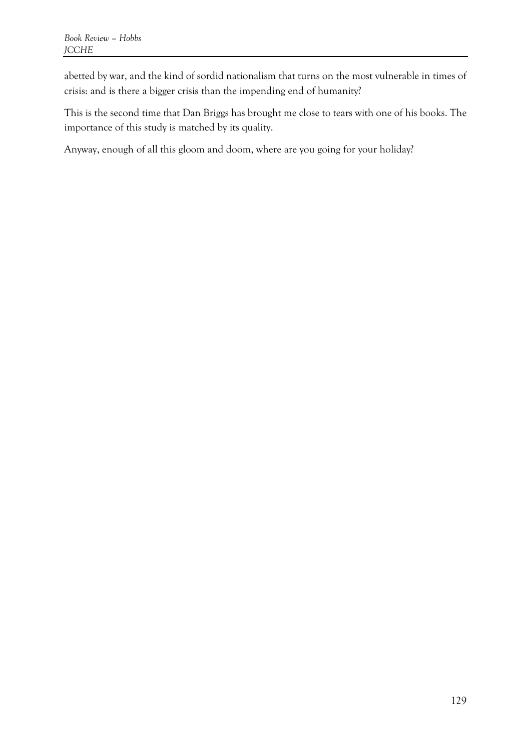abetted by war, and the kind of sordid nationalism that turns on the most vulnerable in times of crisis: and is there a bigger crisis than the impending end of humanity?

This is the second time that Dan Briggs has brought me close to tears with one of his books. The importance of this study is matched by its quality.

Anyway, enough of all this gloom and doom, where are you going for your holiday?